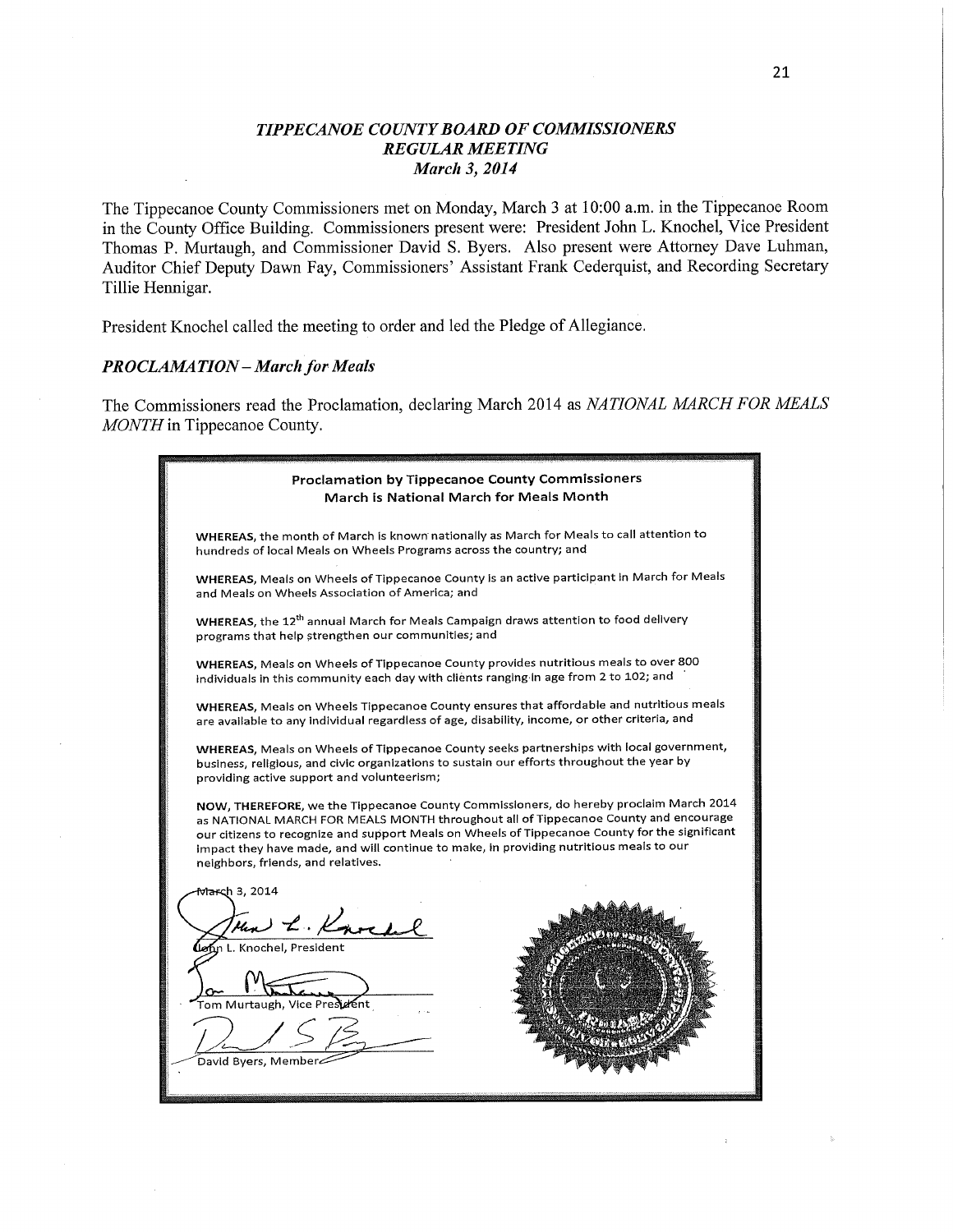# *TIPPECANOE COUNTY BOARD OF COMMISSIONERS*
## *REGULAR MEETING*
### *March 3, 2014*

The Tippecanoe County Commissioners met on Monday, March 3 at 10:00 a.m. in the Tippecanoe Room in the County Office Building. Commissioners present were: President John L. Knochel, Vice President Thomas P. Murtaugh, and Commissioner David S. Byers. Also present were Attorney Dave Luhman, Auditor Chief Deputy Dawn Fay, Commissioners' Assistant Frank Cederquist, and Recording Secretary Tillie Hennigar.

President Knochel called the meeting to order and led the Pledge of Allegiance.

***PROCLAMATION – March for Meals***

The Commissioners read the Proclamation, declaring March 2014 as *NATIONAL MARCH FOR MEALS MONTH* in Tippecanoe County.

**Proclamation by Tippecanoe County Commissioners**
**March is National March for Meals Month**

**WHEREAS,** the month of March is known nationally as March for Meals to call attention to hundreds of local Meals on Wheels Programs across the country; and

**WHEREAS,** Meals on Wheels of Tippecanoe County is an active participant in March for Meals and Meals on Wheels Association of America; and

**WHEREAS,** the 12th annual March for Meals Campaign draws attention to food delivery programs that help strengthen our communities; and

**WHEREAS,** Meals on Wheels of Tippecanoe County provides nutritious meals to over 800 individuals in this community each day with clients ranging in age from 2 to 102; and

**WHEREAS,** Meals on Wheels Tippecanoe County ensures that affordable and nutritious meals are available to any individual regardless of age, disability, income, or other criteria, and

**WHEREAS,** Meals on Wheels of Tippecanoe County seeks partnerships with local government, business, religious, and civic organizations to sustain our efforts throughout the year by providing active support and volunteerism;

**NOW, THEREFORE,** we the Tippecanoe County Commissioners, do hereby proclaim March 2014 as NATIONAL MARCH FOR MEALS MONTH throughout all of Tippecanoe County and encourage our citizens to recognize and support Meals on Wheels of Tippecanoe County for the significant impact they have made, and will continue to make, in providing nutritious meals to our neighbors, friends, and relatives.

March 3, 2014

John L. Knochel, President

Tom Murtaugh, Vice President

David Byers, Member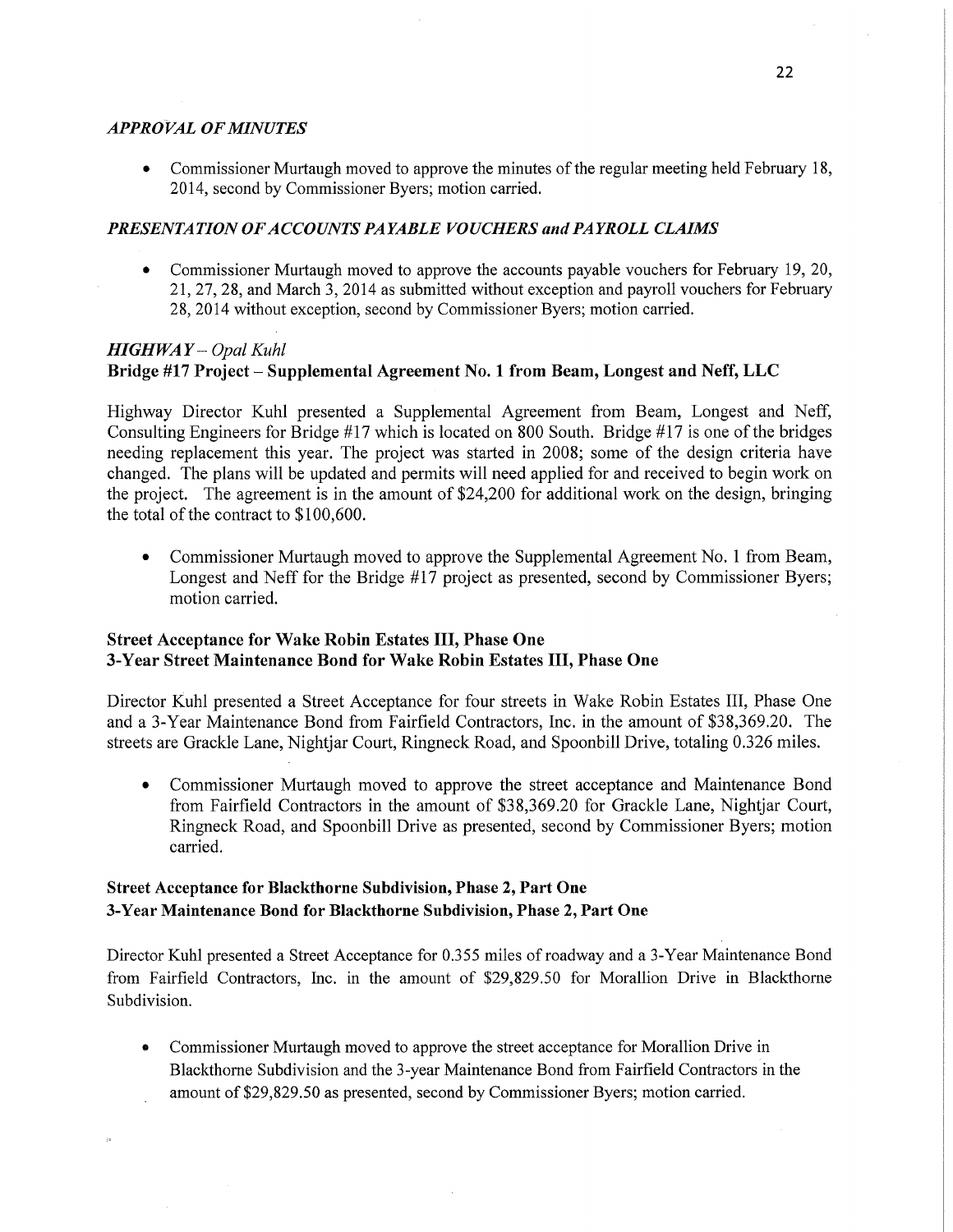### *APPROVAL OF MINUTES*

- Commissioner Murtaugh moved to approve the minutes of the regular meeting held February 18, 2014, second by Commissioner Byers; motion carried.

### *PRESENTATION OF ACCOUNTS PAYABLE VOUCHERS and PAYROLL CLAIMS*

- Commissioner Murtaugh moved to approve the accounts payable vouchers for February 19, 20, 21, 27, 28, and March 3, 2014 as submitted without exception and payroll vouchers for February 28, 2014 without exception, second by Commissioner Byers; motion carried.

### *HIGHWAY – Opal Kuhl*

**Bridge #17 Project – Supplemental Agreement No. 1 from Beam, Longest and Neff, LLC**

Highway Director Kuhl presented a Supplemental Agreement from Beam, Longest and Neff, Consulting Engineers for Bridge #17 which is located on 800 South. Bridge #17 is one of the bridges needing replacement this year. The project was started in 2008; some of the design criteria have changed. The plans will be updated and permits will need applied for and received to begin work on the project. The agreement is in the amount of $24,200 for additional work on the design, bringing the total of the contract to $100,600.

- Commissioner Murtaugh moved to approve the Supplemental Agreement No. 1 from Beam, Longest and Neff for the Bridge #17 project as presented, second by Commissioner Byers; motion carried.

**Street Acceptance for Wake Robin Estates III, Phase One**
**3-Year Street Maintenance Bond for Wake Robin Estates III, Phase One**

Director Kuhl presented a Street Acceptance for four streets in Wake Robin Estates III, Phase One and a 3-Year Maintenance Bond from Fairfield Contractors, Inc. in the amount of $38,369.20. The streets are Grackle Lane, Nightjar Court, Ringneck Road, and Spoonbill Drive, totaling 0.326 miles.

- Commissioner Murtaugh moved to approve the street acceptance and Maintenance Bond from Fairfield Contractors in the amount of $38,369.20 for Grackle Lane, Nightjar Court, Ringneck Road, and Spoonbill Drive as presented, second by Commissioner Byers; motion carried.

**Street Acceptance for Blackthorne Subdivision, Phase 2, Part One**
**3-Year Maintenance Bond for Blackthorne Subdivision, Phase 2, Part One**

Director Kuhl presented a Street Acceptance for 0.355 miles of roadway and a 3-Year Maintenance Bond from Fairfield Contractors, Inc. in the amount of $29,829.50 for Morallion Drive in Blackthorne Subdivision.

- Commissioner Murtaugh moved to approve the street acceptance for Morallion Drive in Blackthorne Subdivision and the 3-year Maintenance Bond from Fairfield Contractors in the amount of $29,829.50 as presented, second by Commissioner Byers; motion carried.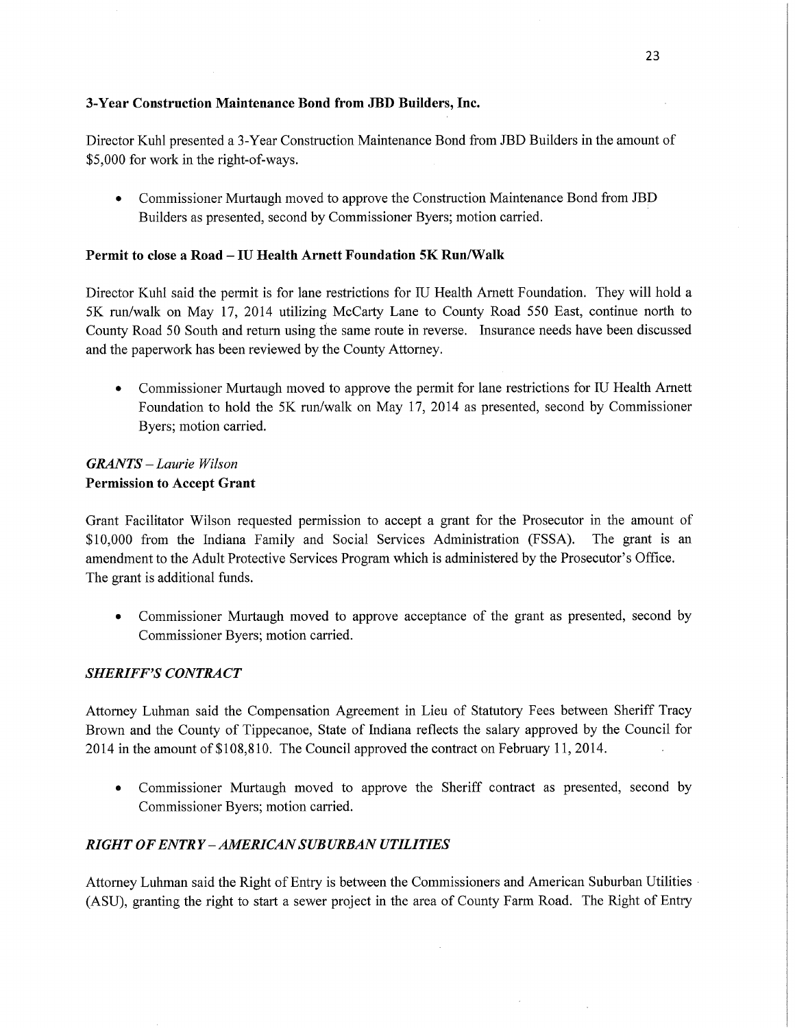**3-Year Construction Maintenance Bond from JBD Builders, Inc.**

Director Kuhl presented a 3-Year Construction Maintenance Bond from JBD Builders in the amount of $5,000 for work in the right-of-ways.

- Commissioner Murtaugh moved to approve the Construction Maintenance Bond from JBD Builders as presented, second by Commissioner Byers; motion carried.

**Permit to close a Road – IU Health Arnett Foundation 5K Run/Walk**

Director Kuhl said the permit is for lane restrictions for IU Health Arnett Foundation. They will hold a 5K run/walk on May 17, 2014 utilizing McCarty Lane to County Road 550 East, continue north to County Road 50 South and return using the same route in reverse. Insurance needs have been discussed and the paperwork has been reviewed by the County Attorney.

- Commissioner Murtaugh moved to approve the permit for lane restrictions for IU Health Arnett Foundation to hold the 5K run/walk on May 17, 2014 as presented, second by Commissioner Byers; motion carried.

***GRANTS** – Laurie Wilson*
**Permission to Accept Grant**

Grant Facilitator Wilson requested permission to accept a grant for the Prosecutor in the amount of $10,000 from the Indiana Family and Social Services Administration (FSSA). The grant is an amendment to the Adult Protective Services Program which is administered by the Prosecutor's Office. The grant is additional funds.

- Commissioner Murtaugh moved to approve acceptance of the grant as presented, second by Commissioner Byers; motion carried.

***SHERIFF'S CONTRACT***

Attorney Luhman said the Compensation Agreement in Lieu of Statutory Fees between Sheriff Tracy Brown and the County of Tippecanoe, State of Indiana reflects the salary approved by the Council for 2014 in the amount of $108,810. The Council approved the contract on February 11, 2014.

- Commissioner Murtaugh moved to approve the Sheriff contract as presented, second by Commissioner Byers; motion carried.

***RIGHT OF ENTRY – AMERICAN SUBURBAN UTILITIES***

Attorney Luhman said the Right of Entry is between the Commissioners and American Suburban Utilities (ASU), granting the right to start a sewer project in the area of County Farm Road. The Right of Entry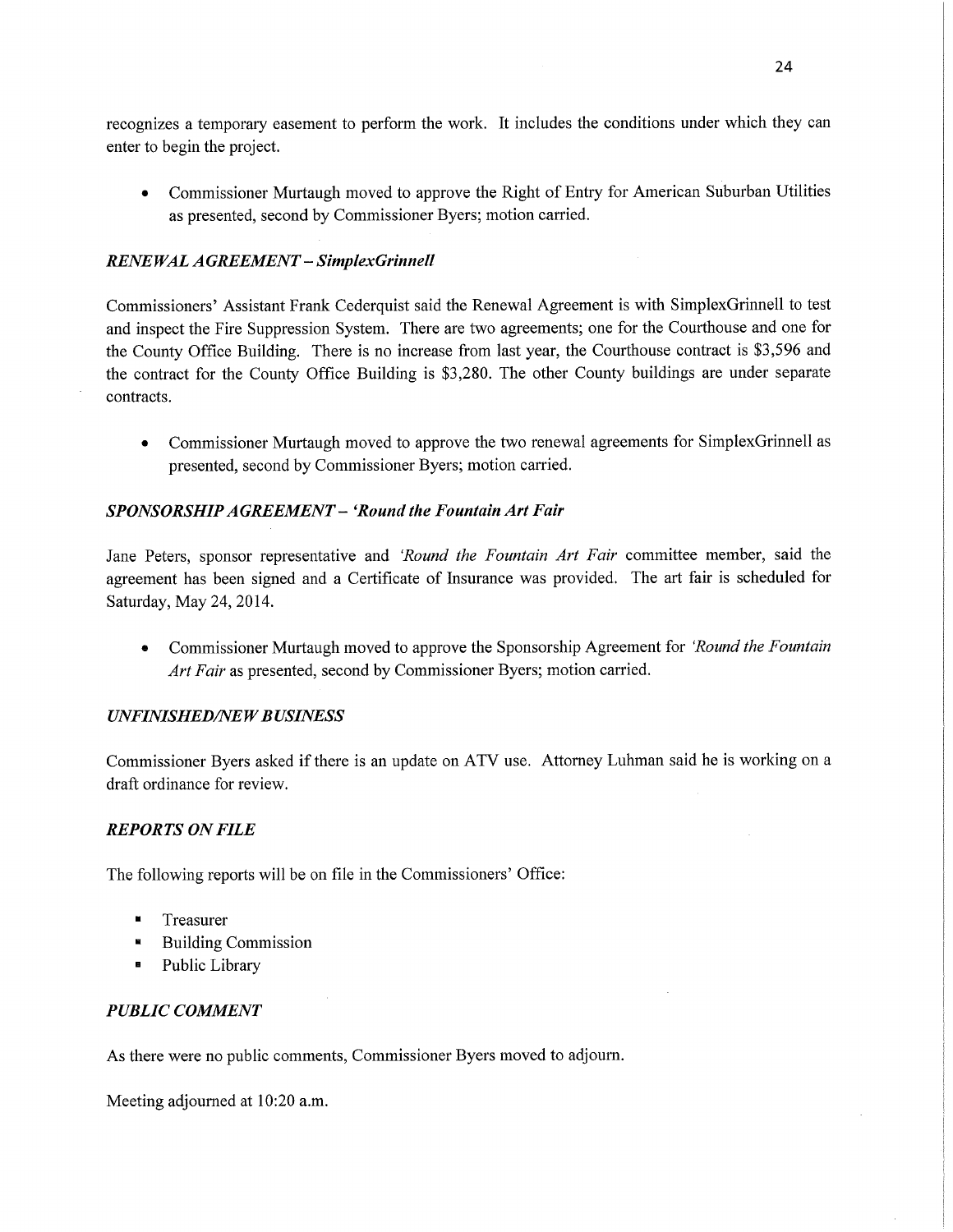recognizes a temporary easement to perform the work. It includes the conditions under which they can enter to begin the project.

- Commissioner Murtaugh moved to approve the Right of Entry for American Suburban Utilities as presented, second by Commissioner Byers; motion carried.

### *RENEWAL AGREEMENT – SimplexGrinnell*

Commissioners' Assistant Frank Cederquist said the Renewal Agreement is with SimplexGrinnell to test and inspect the Fire Suppression System. There are two agreements; one for the Courthouse and one for the County Office Building. There is no increase from last year, the Courthouse contract is $3,596 and the contract for the County Office Building is $3,280. The other County buildings are under separate contracts.

- Commissioner Murtaugh moved to approve the two renewal agreements for SimplexGrinnell as presented, second by Commissioner Byers; motion carried.

### *SPONSORSHIP AGREEMENT – 'Round the Fountain Art Fair*

Jane Peters, sponsor representative and *'Round the Fountain Art Fair* committee member, said the agreement has been signed and a Certificate of Insurance was provided. The art fair is scheduled for Saturday, May 24, 2014.

- Commissioner Murtaugh moved to approve the Sponsorship Agreement for *'Round the Fountain Art Fair* as presented, second by Commissioner Byers; motion carried.

### *UNFINISHED/NEW BUSINESS*

Commissioner Byers asked if there is an update on ATV use. Attorney Luhman said he is working on a draft ordinance for review.

### *REPORTS ON FILE*

The following reports will be on file in the Commissioners' Office:

- Treasurer
- Building Commission
- Public Library

### *PUBLIC COMMENT*

As there were no public comments, Commissioner Byers moved to adjourn.

Meeting adjourned at 10:20 a.m.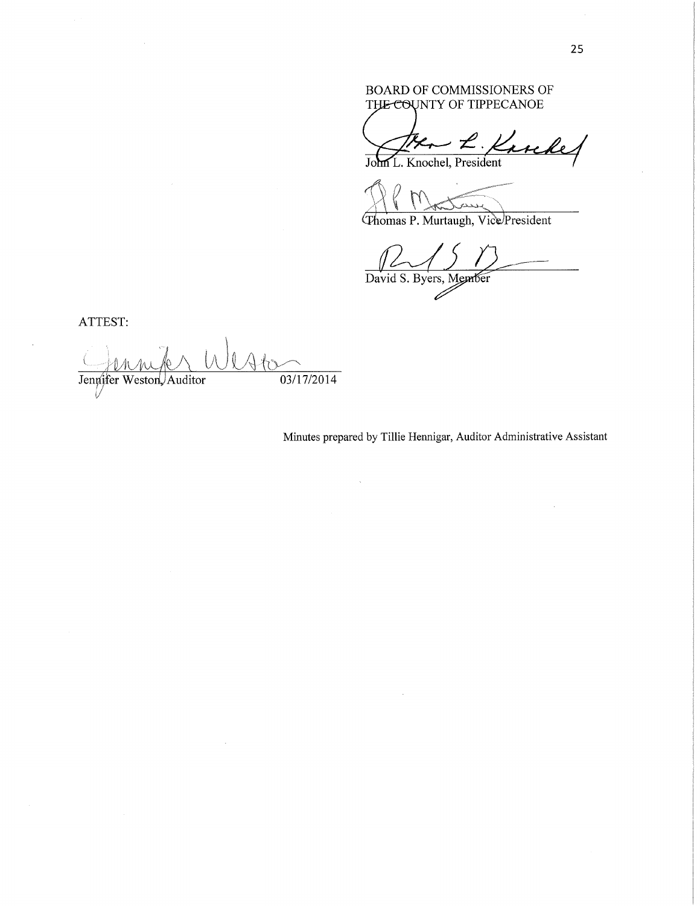BOARD OF COMMISSIONERS OF
THE COUNTY OF TIPPECANOE

John L. Knochel, President

Thomas P. Murtaugh, Vice President

David S. Byers, Member

ATTEST:

Jennifer Weston, Auditor 03/17/2014

Minutes prepared by Tillie Hennigar, Auditor Administrative Assistant